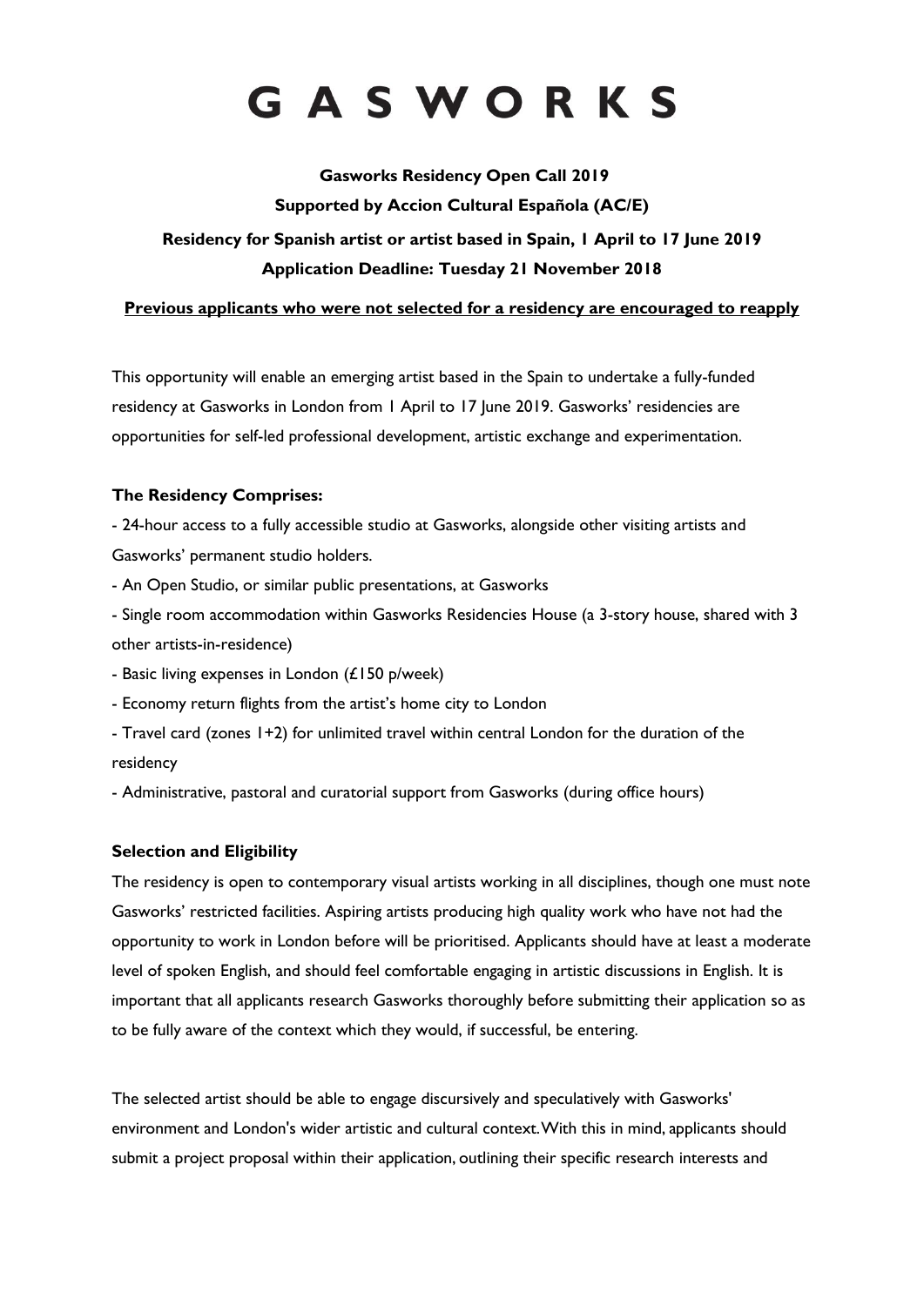# G A S W O R K S

**Gasworks Residency Open Call 2019**

**Supported by Accion Cultural Española (AC/E)**

**Residency for Spanish artist or artist based in Spain, 1 April to 17 June 2019**

**Application Deadline: Tuesday 21 November 2018**

**<u>Previous applicants who were not selected for a residency are encouraged to reapply</u>**

This opportunity will enable an emerging artist based in the Spain to undertake a fully-funded residency at Gasworks in London from 1 April to 17 June 2019. Gasworks' residencies are opportunities for self-led professional development, artistic exchange and experimentation.

### The Residency Comprises:

- 24-hour access to a fully accessible studio at Gasworks, alongside other visiting artists and Gasworks' permanent studio holders.
- An Open Studio, or similar public presentations, at Gasworks
- Single room accommodation within Gasworks Residencies House (a 3-story house, shared with 3 other artists-in-residence)
- Basic living expenses in London (£150 p/week)
- Economy return flights from the artist's home city to London
- Travel card (zones 1+2) for unlimited travel within central London for the duration of the residency
- Administrative, pastoral and curatorial support from Gasworks (during office hours)

### Selection and Eligibility

The residency is open to contemporary visual artists working in all disciplines, though one must note Gasworks' restricted facilities. Aspiring artists producing high quality work who have not had the opportunity to work in London before will be prioritised. Applicants should have at least a moderate level of spoken English, and should feel comfortable engaging in artistic discussions in English. It is important that all applicants research Gasworks thoroughly before submitting their application so as to be fully aware of the context which they would, if successful, be entering.

The selected artist should be able to engage discursively and speculatively with Gasworks' environment and London's wider artistic and cultural context. With this in mind, applicants should submit a project proposal within their application, outlining their specific research interests and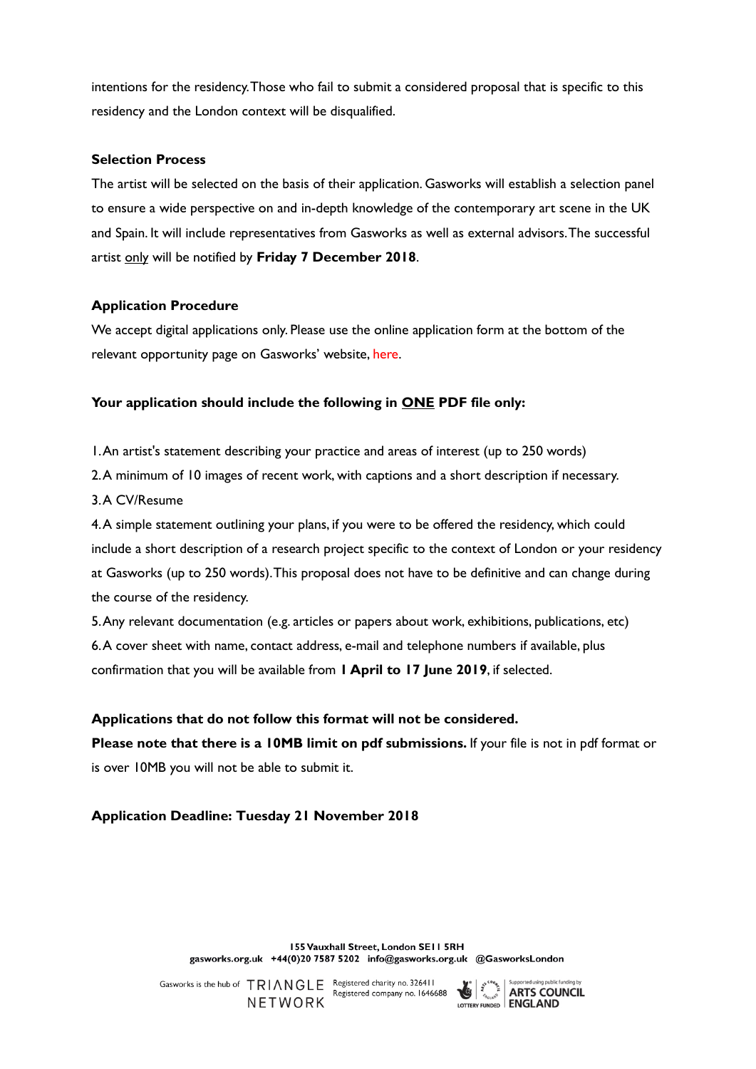intentions for the residency. Those who fail to submit a considered proposal that is specific to this residency and the London context will be disqualified.

**Selection Process**

The artist will be selected on the basis of their application. Gasworks will establish a selection panel to ensure a wide perspective on and in-depth knowledge of the contemporary art scene in the UK and Spain. It will include representatives from Gasworks as well as external advisors. The successful artist only will be notified by **Friday 7 December 2018**.

**Application Procedure**

We accept digital applications only. Please use the online application form at the bottom of the relevant opportunity page on Gasworks' website, here.

**Your application should include the following in ONE PDF file only:**

1. An artist's statement describing your practice and areas of interest (up to 250 words)
2. A minimum of 10 images of recent work, with captions and a short description if necessary.
3. A CV/Resume
4. A simple statement outlining your plans, if you were to be offered the residency, which could include a short description of a research project specific to the context of London or your residency at Gasworks (up to 250 words). This proposal does not have to be definitive and can change during the course of the residency.
5. Any relevant documentation (e.g. articles or papers about work, exhibitions, publications, etc)
6. A cover sheet with name, contact address, e-mail and telephone numbers if available, plus confirmation that you will be available from **1 April to 17 June 2019**, if selected.

**Applications that do not follow this format will not be considered.**

**Please note that there is a 10MB limit on pdf submissions.** If your file is not in pdf format or is over 10MB you will not be able to submit it.

**Application Deadline: Tuesday 21 November 2018**

**155 Vauxhall Street, London SE11 5RH**
**gasworks.org.uk +44(0)20 7587 5202 info@gasworks.org.uk @GasworksLondon**

Gasworks is the hub of TRIANGLE NETWORK Registered charity no. 326411 Registered company no. 1646688 LOTTERY FUNDED Supported using public funding by ARTS COUNCIL ENGLAND